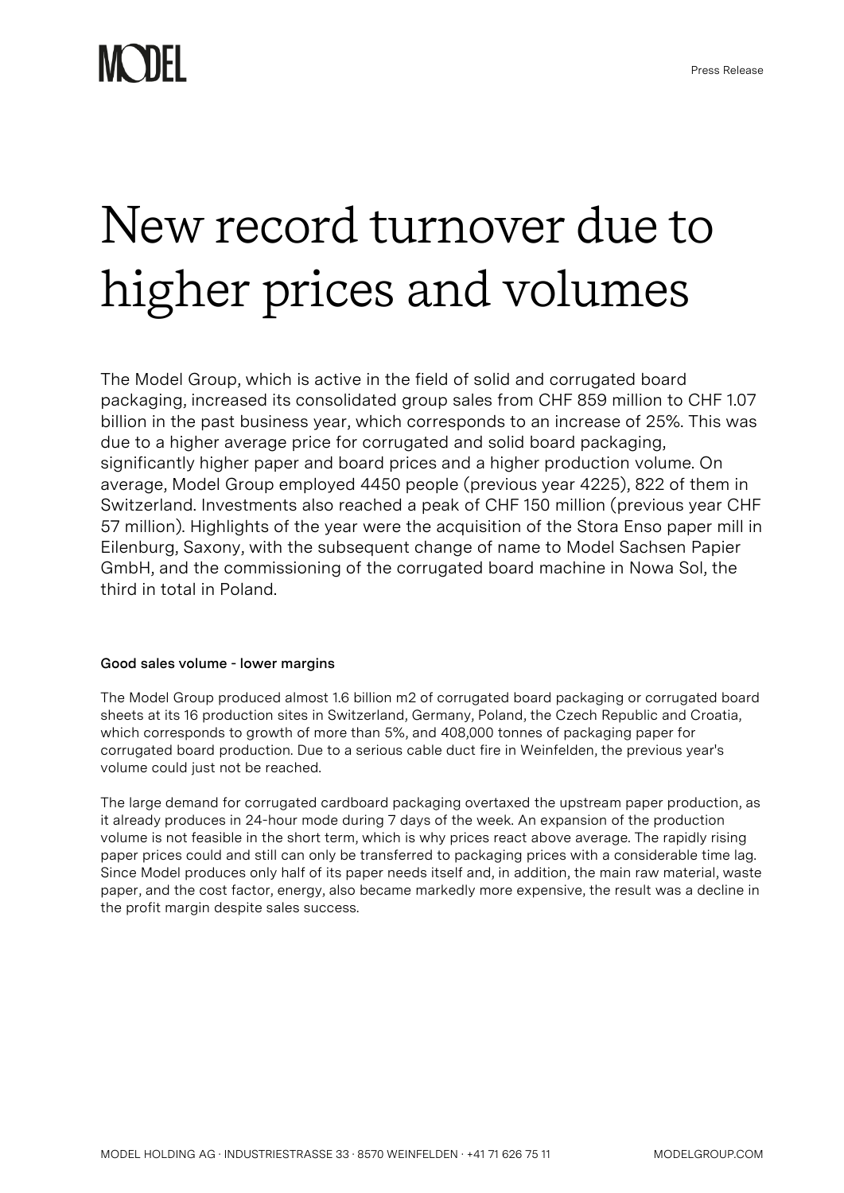# New record turnover due to higher prices and volumes

The Model Group, which is active in the field of solid and corrugated board packaging, increased its consolidated group sales from CHF 859 million to CHF 1.07 billion in the past business year, which corresponds to an increase of 25%. This was due to a higher average price for corrugated and solid board packaging, significantly higher paper and board prices and a higher production volume. On average, Model Group employed 4450 people (previous year 4225), 822 of them in Switzerland. Investments also reached a peak of CHF 150 million (previous year CHF 57 million). Highlights of the year were the acquisition of the Stora Enso paper mill in Eilenburg, Saxony, with the subsequent change of name to Model Sachsen Papier GmbH, and the commissioning of the corrugated board machine in Nowa Sol, the third in total in Poland.

### Good sales volume - lower margins

The Model Group produced almost 1.6 billion m2 of corrugated board packaging or corrugated board sheets at its 16 production sites in Switzerland, Germany, Poland, the Czech Republic and Croatia, which corresponds to growth of more than 5%, and 408,000 tonnes of packaging paper for corrugated board production. Due to a serious cable duct fire in Weinfelden, the previous year's volume could just not be reached.

The large demand for corrugated cardboard packaging overtaxed the upstream paper production, as it already produces in 24-hour mode during 7 days of the week. An expansion of the production volume is not feasible in the short term, which is why prices react above average. The rapidly rising paper prices could and still can only be transferred to packaging prices with a considerable time lag. Since Model produces only half of its paper needs itself and, in addition, the main raw material, waste paper, and the cost factor, energy, also became markedly more expensive, the result was a decline in the profit margin despite sales success.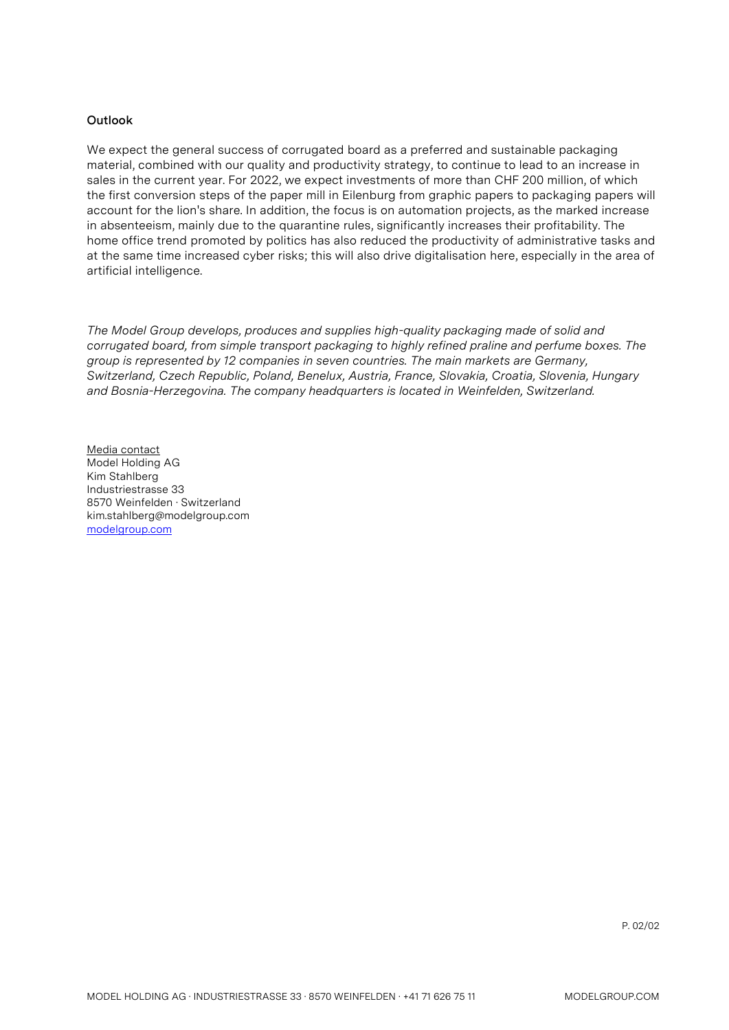## Outlook

We expect the general success of corrugated board as a preferred and sustainable packaging material, combined with our quality and productivity strategy, to continue to lead to an increase in sales in the current year. For 2022, we expect investments of more than CHF 200 million, of which the first conversion steps of the paper mill in Eilenburg from graphic papers to packaging papers will account for the lion's share. In addition, the focus is on automation projects, as the marked increase in absenteeism, mainly due to the quarantine rules, significantly increases their profitability. The home office trend promoted by politics has also reduced the productivity of administrative tasks and at the same time increased cyber risks; this will also drive digitalisation here, especially in the area of artificial intelligence.

*The Model Group develops, produces and supplies high-quality packaging made of solid and corrugated board, from simple transport packaging to highly refined praline and perfume boxes. The group is represented by 12 companies in seven countries. The main markets are Germany, Switzerland, Czech Republic, Poland, Benelux, Austria, France, Slovakia, Croatia, Slovenia, Hungary and Bosnia-Herzegovina. The company headquarters is located in Weinfelden, Switzerland.*

Media contact
Model Holding AG
Kim Stahlberg
Industriestrasse 33
8570 Weinfelden · Switzerland
kim.stahlberg@modelgroup.com
[modelgroup.com](https://modelgroup.com)